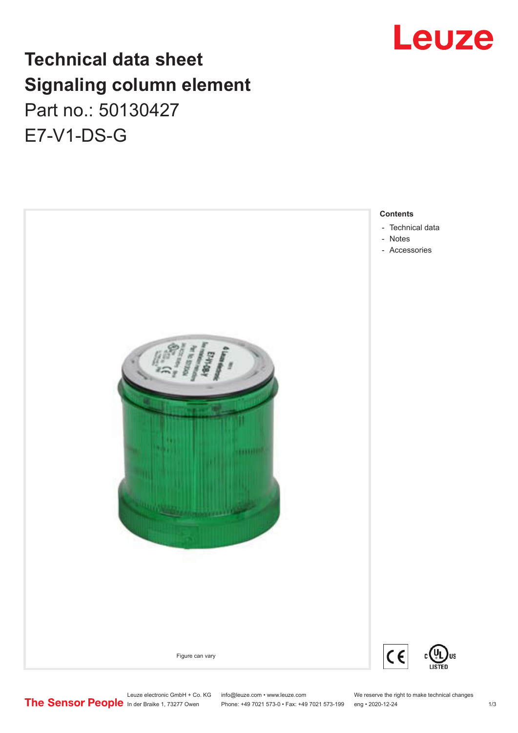# Technical data sheet
# Signaling column element

Part no.: 50130427

E7-V1-DS-G

Figure can vary

**Contents**

- Technical data
- Notes
- Accessories

Leuze electronic GmbH + Co. KG
In der Braike 1, 73277 Owen

info@leuze.com • www.leuze.com
Phone: +49 7021 573-0 • Fax: +49 7021 573-199

We reserve the right to make technical changes
eng • 2020-12-24

The Sensor People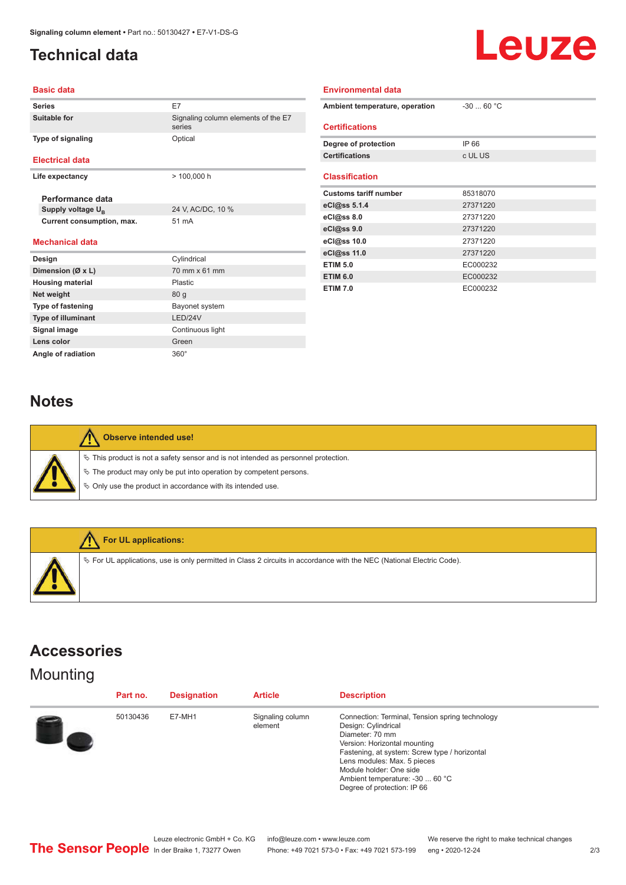# Technical data

## Basic data

| | |
|---|---|
| Series | E7 |
| Suitable for | Signaling column elements of the E7 series |
| Type of signaling | Optical |

## Electrical data

| | |
|---|---|
| Life expectancy | > 100,000 h |

### Performance data

| | |
|---|---|
| Supply voltage $U_B$ | 24 V, AC/DC, 10 % |
| Current consumption, max. | 51 mA |

## Mechanical data

| | |
|---|---|
| Design | Cylindrical |
| Dimension (Ø x L) | 70 mm x 61 mm |
| Housing material | Plastic |
| Net weight | 80 g |
| Type of fastening | Bayonet system |
| Type of illuminant | LED/24V |
| Signal image | Continuous light |
| Lens color | Green |
| Angle of radiation | 360° |

## Environmental data

| | |
|---|---|
| Ambient temperature, operation | -30 ... 60 °C |

## Certifications

| | |
|---|---|
| Degree of protection | IP 66 |
| Certifications | c UL US |

## Classification

| | |
|---|---|
| Customs tariff number | 85318070 |
| eCl@ss 5.1.4 | 27371220 |
| eCl@ss 8.0 | 27371220 |
| eCl@ss 9.0 | 27371220 |
| eCl@ss 10.0 | 27371220 |
| eCl@ss 11.0 | 27371220 |
| ETIM 5.0 | EC000232 |
| ETIM 6.0 | EC000232 |
| ETIM 7.0 | EC000232 |

# Notes

**Observe intended use!**

- This product is not a safety sensor and is not intended as personnel protection.
- The product may only be put into operation by competent persons.
- Only use the product in accordance with its intended use.

**For UL applications:**

- For UL applications, use is only permitted in Class 2 circuits in accordance with the NEC (National Electric Code).

# Accessories

## Mounting

| Part no. | Designation | Article | Description |
|---|---|---|---|
| 50130436 | E7-MH1 | Signaling column element | Connection: Terminal, Tension spring technology<br>Design: Cylindrical<br>Diameter: 70 mm<br>Version: Horizontal mounting<br>Fastening, at system: Screw type / horizontal<br>Lens modules: Max. 5 pieces<br>Module holder: One side<br>Ambient temperature: -30 ... 60 °C<br>Degree of protection: IP 66 |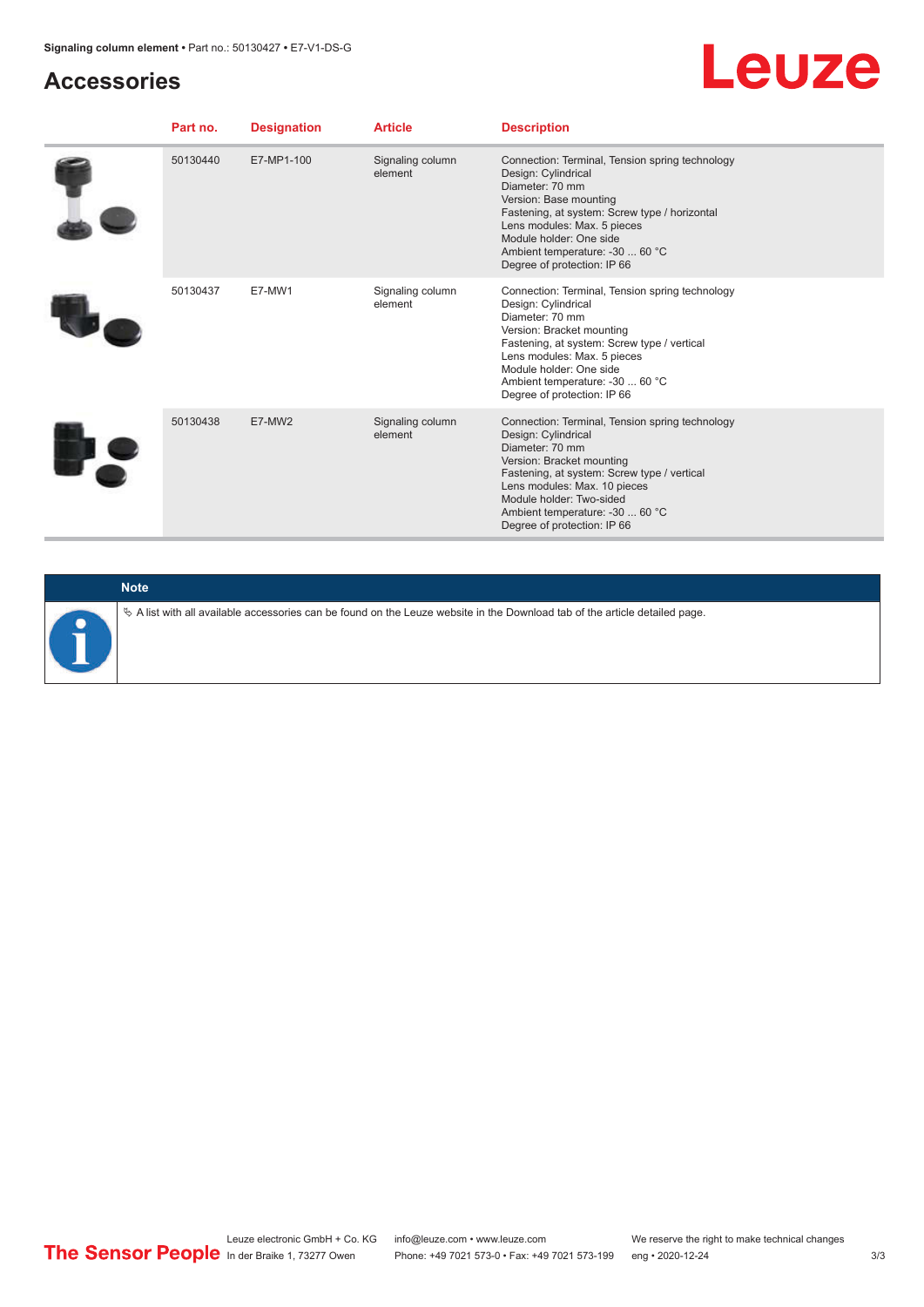## Accessories

| | Part no. | Designation | Article | Description |
|---|---|---|---|---|
| | 50130440 | E7-MP1-100 | Signaling column element | Connection: Terminal, Tension spring technology<br>Design: Cylindrical<br>Diameter: 70 mm<br>Version: Base mounting<br>Fastening, at system: Screw type / horizontal<br>Lens modules: Max. 5 pieces<br>Module holder: One side<br>Ambient temperature: -30 ... 60 °C<br>Degree of protection: IP 66 |
| | 50130437 | E7-MW1 | Signaling column element | Connection: Terminal, Tension spring technology<br>Design: Cylindrical<br>Diameter: 70 mm<br>Version: Bracket mounting<br>Fastening, at system: Screw type / vertical<br>Lens modules: Max. 5 pieces<br>Module holder: One side<br>Ambient temperature: -30 ... 60 °C<br>Degree of protection: IP 66 |
| | 50130438 | E7-MW2 | Signaling column element | Connection: Terminal, Tension spring technology<br>Design: Cylindrical<br>Diameter: 70 mm<br>Version: Bracket mounting<br>Fastening, at system: Screw type / vertical<br>Lens modules: Max. 10 pieces<br>Module holder: Two-sided<br>Ambient temperature: -30 ... 60 °C<br>Degree of protection: IP 66 |

**Note**

✎ A list with all available accessories can be found on the Leuze website in the Download tab of the article detailed page.